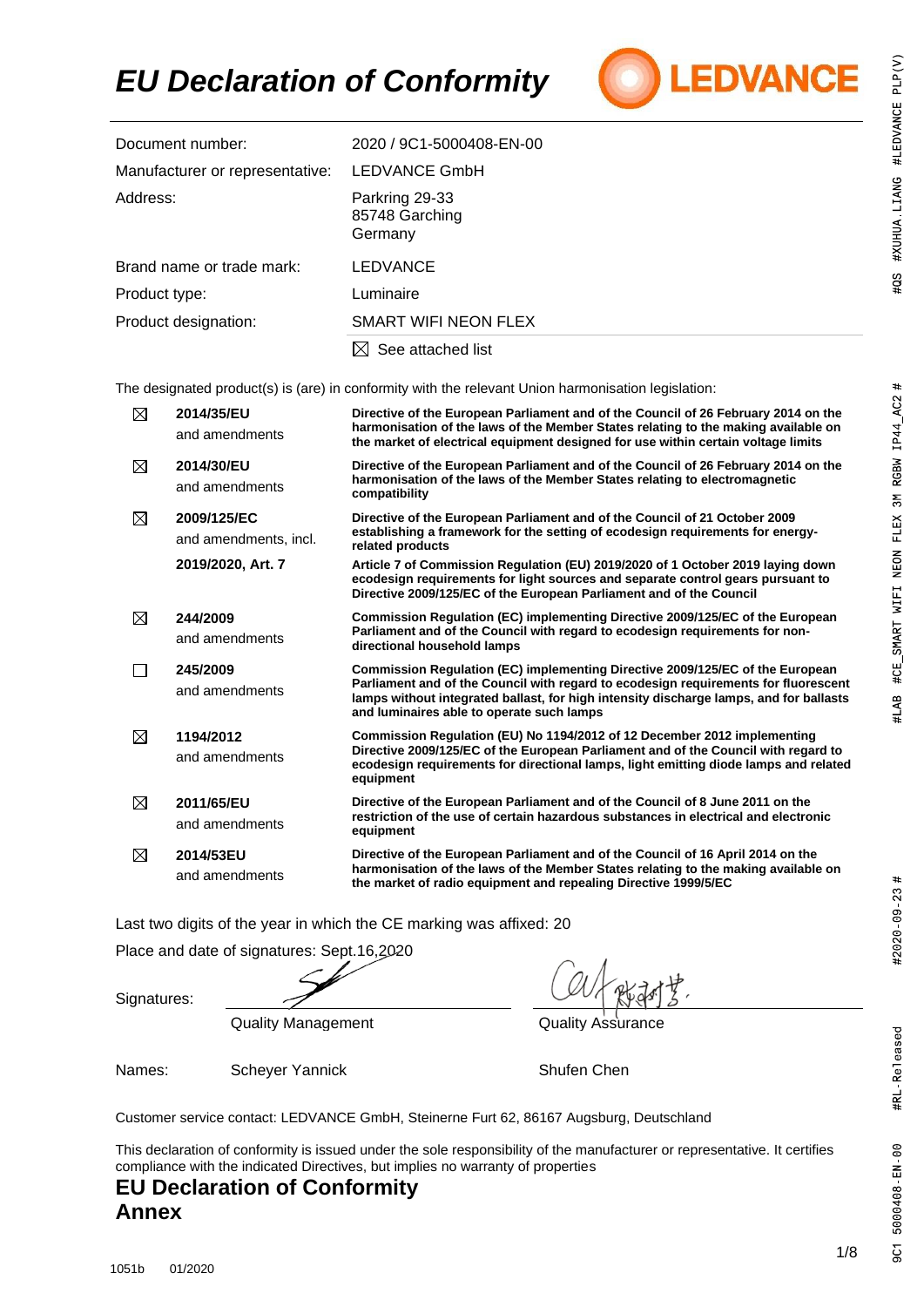# EU Declaration of Conformity

| | |
|---|---|
| Document number: | 2020 / 9C1-5000408-EN-00 |
| Manufacturer or representative: | LEDVANCE GmbH |
| Address: | Parkring 29-33<br>85748 Garching<br>Germany |
| Brand name or trade mark: | LEDVANCE |
| Product type: | Luminaire |
| Product designation: | SMART WIFI NEON FLEX |
| | ☒ See attached list |

The designated product(s) is (are) in conformity with the relevant Union harmonisation legislation:

| | | |
|---|---|---|
| ☒ | **2014/35/EU** and amendments | **Directive of the European Parliament and of the Council of 26 February 2014 on the harmonisation of the laws of the Member States relating to the making available on the market of electrical equipment designed for use within certain voltage limits** |
| ☒ | **2014/30/EU** and amendments | **Directive of the European Parliament and of the Council of 26 February 2014 on the harmonisation of the laws of the Member States relating to electromagnetic compatibility** |
| ☒ | **2009/125/EC** and amendments, incl. | **Directive of the European Parliament and of the Council of 21 October 2009 establishing a framework for the setting of ecodesign requirements for energy-related products** |
| | **2019/2020, Art. 7** | **Article 7 of Commission Regulation (EU) 2019/2020 of 1 October 2019 laying down ecodesign requirements for light sources and separate control gears pursuant to Directive 2009/125/EC of the European Parliament and of the Council** |
| ☒ | **244/2009** and amendments | **Commission Regulation (EC) implementing Directive 2009/125/EC of the European Parliament and of the Council with regard to ecodesign requirements for non-directional household lamps** |
| ☐ | **245/2009** and amendments | **Commission Regulation (EC) implementing Directive 2009/125/EC of the European Parliament and of the Council with regard to ecodesign requirements for fluorescent lamps without integrated ballast, for high intensity discharge lamps, and for ballasts and luminaires able to operate such lamps** |
| ☒ | **1194/2012** and amendments | **Commission Regulation (EU) No 1194/2012 of 12 December 2012 implementing Directive 2009/125/EC of the European Parliament and of the Council with regard to ecodesign requirements for directional lamps, light emitting diode lamps and related equipment** |
| ☒ | **2011/65/EU** and amendments | **Directive of the European Parliament and of the Council of 8 June 2011 on the restriction of the use of certain hazardous substances in electrical and electronic equipment** |
| ☒ | **2014/53EU** and amendments | **Directive of the European Parliament and of the Council of 16 April 2014 on the harmonisation of the laws of the Member States relating to the making available on the market of radio equipment and repealing Directive 1999/5/EC** |

Last two digits of the year in which the CE marking was affixed: 20

Place and date of signatures: Sept.16,2020

| | | |
|---|---|---|
| Signatures: | Quality Management | Quality Assurance |
| Names: | Scheyer Yannick | Shufen Chen |

Customer service contact: LEDVANCE GmbH, Steinerne Furt 62, 86167 Augsburg, Deutschland

This declaration of conformity is issued under the sole responsibility of the manufacturer or representative. It certifies compliance with the indicated Directives, but implies no warranty of properties

## EU Declaration of Conformity
## Annex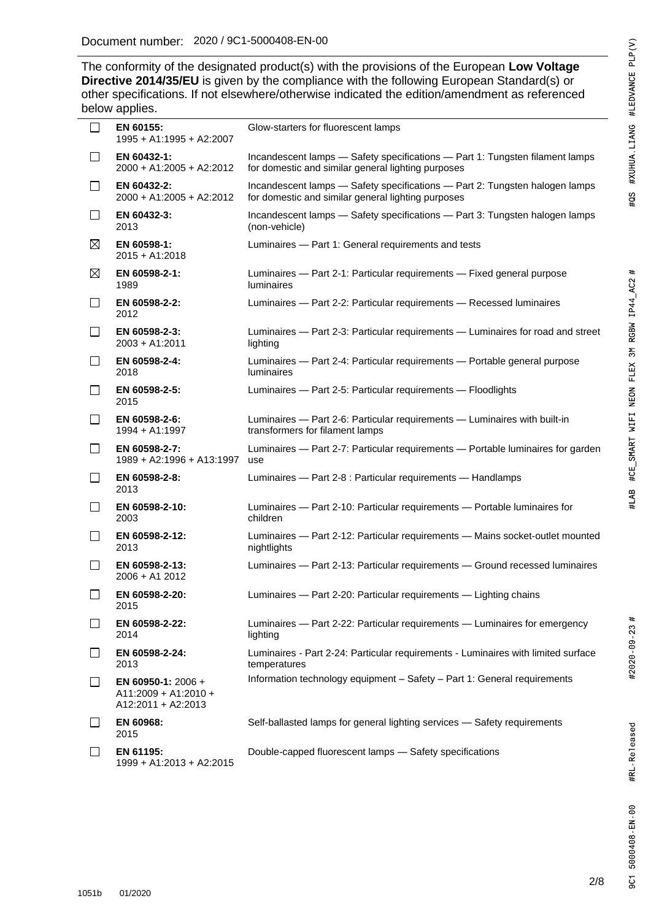Document number: 2020 / 9C1-5000408-EN-00

The conformity of the designated product(s) with the provisions of the European **Low Voltage Directive 2014/35/EU** is given by the compliance with the following European Standard(s) or other specifications. If not elsewhere/otherwise indicated the edition/amendment as referenced below applies.

| | Standard | Title |
|---|---|---|
| ☐ | **EN 60155:** 1995 + A1:1995 + A2:2007 | Glow-starters for fluorescent lamps |
| ☐ | **EN 60432-1:** 2000 + A1:2005 + A2:2012 | Incandescent lamps — Safety specifications — Part 1: Tungsten filament lamps for domestic and similar general lighting purposes |
| ☐ | **EN 60432-2:** 2000 + A1:2005 + A2:2012 | Incandescent lamps — Safety specifications — Part 2: Tungsten halogen lamps for domestic and similar general lighting purposes |
| ☐ | **EN 60432-3:** 2013 | Incandescent lamps — Safety specifications — Part 3: Tungsten halogen lamps (non-vehicle) |
| ☒ | **EN 60598-1:** 2015 + A1:2018 | Luminaires — Part 1: General requirements and tests |
| ☒ | **EN 60598-2-1:** 1989 | Luminaires — Part 2-1: Particular requirements — Fixed general purpose luminaires |
| ☐ | **EN 60598-2-2:** 2012 | Luminaires — Part 2-2: Particular requirements — Recessed luminaires |
| ☐ | **EN 60598-2-3:** 2003 + A1:2011 | Luminaires — Part 2-3: Particular requirements — Luminaires for road and street lighting |
| ☐ | **EN 60598-2-4:** 2018 | Luminaires — Part 2-4: Particular requirements — Portable general purpose luminaires |
| ☐ | **EN 60598-2-5:** 2015 | Luminaires — Part 2-5: Particular requirements — Floodlights |
| ☐ | **EN 60598-2-6:** 1994 + A1:1997 | Luminaires — Part 2-6: Particular requirements — Luminaires with built-in transformers for filament lamps |
| ☐ | **EN 60598-2-7:** 1989 + A2:1996 + A13:1997 | Luminaires — Part 2-7: Particular requirements — Portable luminaires for garden use |
| ☐ | **EN 60598-2-8:** 2013 | Luminaires — Part 2-8 : Particular requirements — Handlamps |
| ☐ | **EN 60598-2-10:** 2003 | Luminaires — Part 2-10: Particular requirements — Portable luminaires for children |
| ☐ | **EN 60598-2-12:** 2013 | Luminaires — Part 2-12: Particular requirements — Mains socket-outlet mounted nightlights |
| ☐ | **EN 60598-2-13:** 2006 + A1 2012 | Luminaires — Part 2-13: Particular requirements — Ground recessed luminaires |
| ☐ | **EN 60598-2-20:** 2015 | Luminaires — Part 2-20: Particular requirements — Lighting chains |
| ☐ | **EN 60598-2-22:** 2014 | Luminaires — Part 2-22: Particular requirements — Luminaires for emergency lighting |
| ☐ | **EN 60598-2-24:** 2013 | Luminaires - Part 2-24: Particular requirements - Luminaires with limited surface temperatures |
| ☐ | **EN 60950-1:** 2006 + A11:2009 + A1:2010 + A12:2011 + A2:2013 | Information technology equipment – Safety – Part 1: General requirements |
| ☐ | **EN 60968:** 2015 | Self-ballasted lamps for general lighting services — Safety requirements |
| ☐ | **EN 61195:** 1999 + A1:2013 + A2:2015 | Double-capped fluorescent lamps — Safety specifications |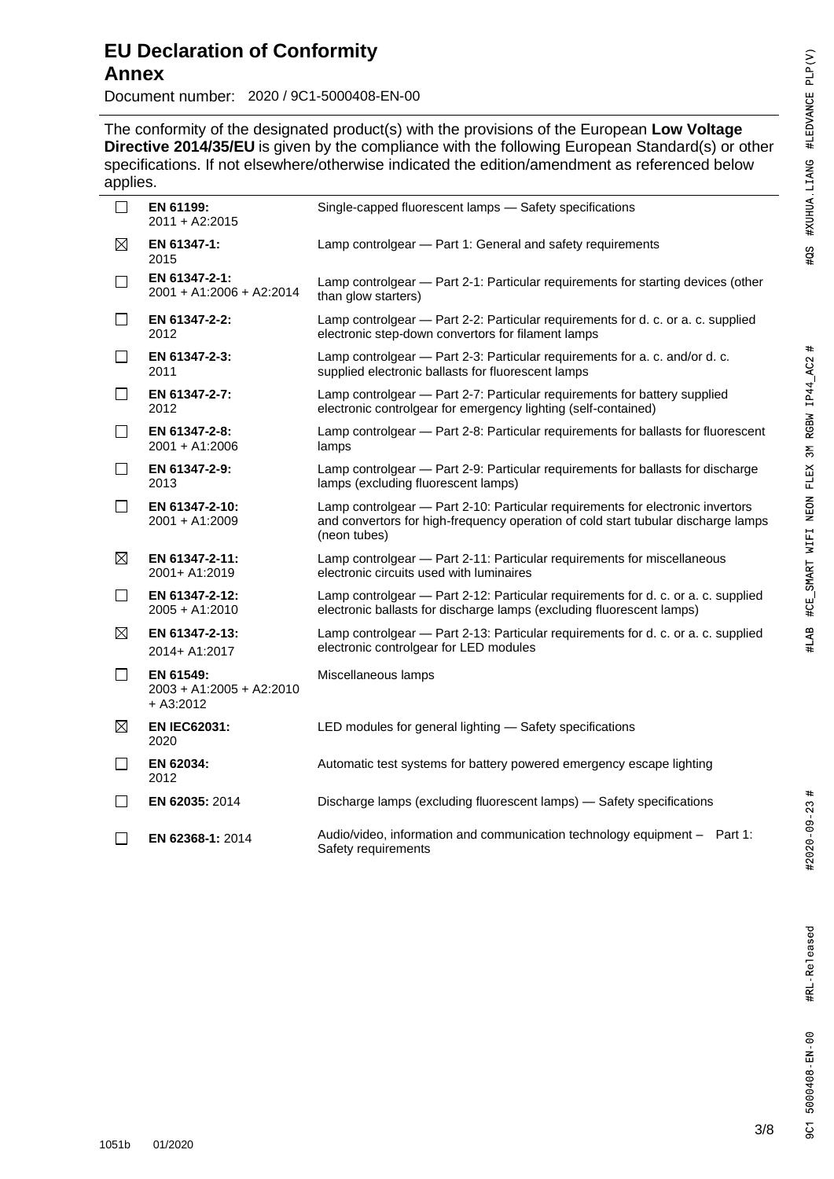# EU Declaration of Conformity

## Annex

Document number: 2020 / 9C1-5000408-EN-00

The conformity of the designated product(s) with the provisions of the European **Low Voltage Directive 2014/35/EU** is given by the compliance with the following European Standard(s) or other specifications. If not elsewhere/otherwise indicated the edition/amendment as referenced below applies.

| | Standard | Title |
|---|---|---|
| ☐ | **EN 61199:** 2011 + A2:2015 | Single-capped fluorescent lamps — Safety specifications |
| ☒ | **EN 61347-1:** 2015 | Lamp controlgear — Part 1: General and safety requirements |
| ☐ | **EN 61347-2-1:** 2001 + A1:2006 + A2:2014 | Lamp controlgear — Part 2-1: Particular requirements for starting devices (other than glow starters) |
| ☐ | **EN 61347-2-2:** 2012 | Lamp controlgear — Part 2-2: Particular requirements for d. c. or a. c. supplied electronic step-down convertors for filament lamps |
| ☐ | **EN 61347-2-3:** 2011 | Lamp controlgear — Part 2-3: Particular requirements for a. c. and/or d. c. supplied electronic ballasts for fluorescent lamps |
| ☐ | **EN 61347-2-7:** 2012 | Lamp controlgear — Part 2-7: Particular requirements for battery supplied electronic controlgear for emergency lighting (self-contained) |
| ☐ | **EN 61347-2-8:** 2001 + A1:2006 | Lamp controlgear — Part 2-8: Particular requirements for ballasts for fluorescent lamps |
| ☐ | **EN 61347-2-9:** 2013 | Lamp controlgear — Part 2-9: Particular requirements for ballasts for discharge lamps (excluding fluorescent lamps) |
| ☐ | **EN 61347-2-10:** 2001 + A1:2009 | Lamp controlgear — Part 2-10: Particular requirements for electronic invertors and convertors for high-frequency operation of cold start tubular discharge lamps (neon tubes) |
| ☒ | **EN 61347-2-11:** 2001+ A1:2019 | Lamp controlgear — Part 2-11: Particular requirements for miscellaneous electronic circuits used with luminaires |
| ☐ | **EN 61347-2-12:** 2005 + A1:2010 | Lamp controlgear — Part 2-12: Particular requirements for d. c. or a. c. supplied electronic ballasts for discharge lamps (excluding fluorescent lamps) |
| ☒ | **EN 61347-2-13:** 2014+ A1:2017 | Lamp controlgear — Part 2-13: Particular requirements for d. c. or a. c. supplied electronic controlgear for LED modules |
| ☐ | **EN 61549:** 2003 + A1:2005 + A2:2010 + A3:2012 | Miscellaneous lamps |
| ☒ | **EN IEC62031:** 2020 | LED modules for general lighting — Safety specifications |
| ☐ | **EN 62034:** 2012 | Automatic test systems for battery powered emergency escape lighting |
| ☐ | **EN 62035:** 2014 | Discharge lamps (excluding fluorescent lamps) — Safety specifications |
| ☐ | **EN 62368-1:** 2014 | Audio/video, information and communication technology equipment – Part 1: Safety requirements |

1051b 01/2020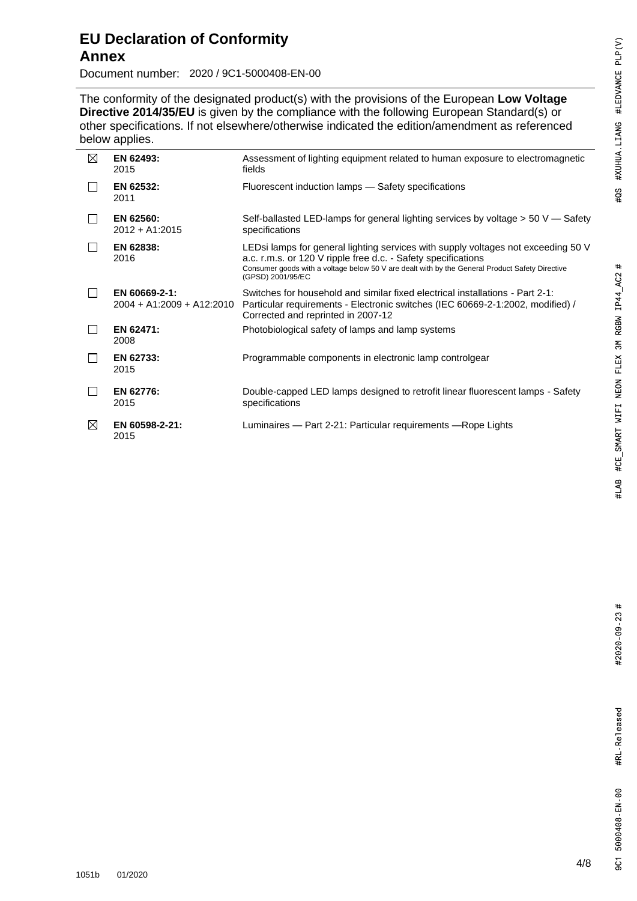# EU Declaration of Conformity

## Annex

Document number: 2020 / 9C1-5000408-EN-00

The conformity of the designated product(s) with the provisions of the European **Low Voltage Directive 2014/35/EU** is given by the compliance with the following European Standard(s) or other specifications. If not elsewhere/otherwise indicated the edition/amendment as referenced below applies.

| | Standard | Description |
|---|---|---|
| ☒ | **EN 62493:** 2015 | Assessment of lighting equipment related to human exposure to electromagnetic fields |
| ☐ | **EN 62532:** 2011 | Fluorescent induction lamps — Safety specifications |
| ☐ | **EN 62560:** 2012 + A1:2015 | Self-ballasted LED-lamps for general lighting services by voltage > 50 V — Safety specifications |
| ☐ | **EN 62838:** 2016 | LEDsi lamps for general lighting services with supply voltages not exceeding 50 V a.c. r.m.s. or 120 V ripple free d.c. - Safety specifications<br>Consumer goods with a voltage below 50 V are dealt with by the General Product Safety Directive (GPSD) 2001/95/EC |
| ☐ | **EN 60669-2-1:** 2004 + A1:2009 + A12:2010 | Switches for household and similar fixed electrical installations - Part 2-1: Particular requirements - Electronic switches (IEC 60669-2-1:2002, modified) / Corrected and reprinted in 2007-12 |
| ☐ | **EN 62471:** 2008 | Photobiological safety of lamps and lamp systems |
| ☐ | **EN 62733:** 2015 | Programmable components in electronic lamp controlgear |
| ☐ | **EN 62776:** 2015 | Double-capped LED lamps designed to retrofit linear fluorescent lamps - Safety specifications |
| ☒ | **EN 60598-2-21:** 2015 | Luminaires — Part 2-21: Particular requirements —Rope Lights |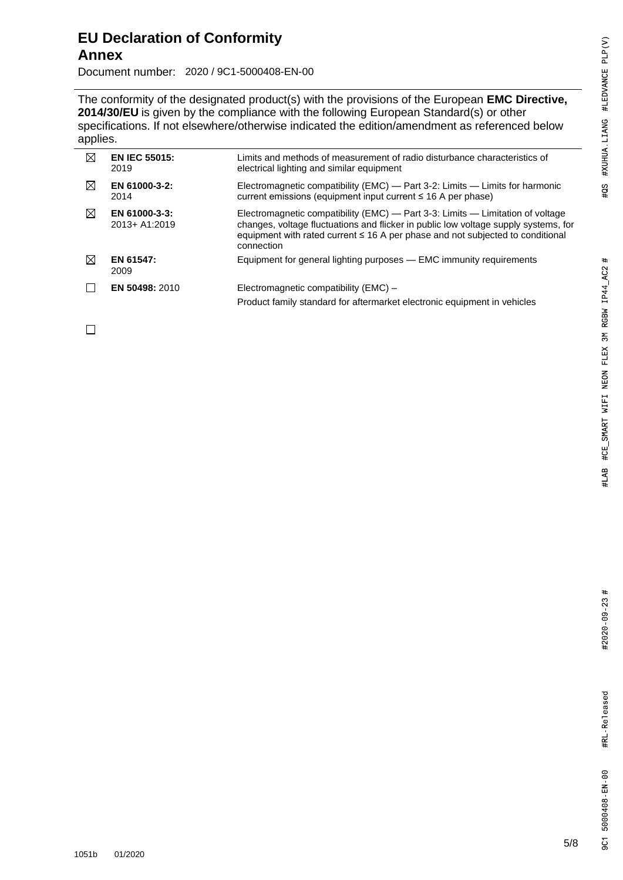# EU Declaration of Conformity

## Annex

Document number: 2020 / 9C1-5000408-EN-00

The conformity of the designated product(s) with the provisions of the European **EMC Directive, 2014/30/EU** is given by the compliance with the following European Standard(s) or other specifications. If not elsewhere/otherwise indicated the edition/amendment as referenced below applies.

| | | |
|---|---|---|
| ☒ | **EN IEC 55015:** 2019 | Limits and methods of measurement of radio disturbance characteristics of electrical lighting and similar equipment |
| ☒ | **EN 61000-3-2:** 2014 | Electromagnetic compatibility (EMC) — Part 3-2: Limits — Limits for harmonic current emissions (equipment input current ≤ 16 A per phase) |
| ☒ | **EN 61000-3-3:** 2013+ A1:2019 | Electromagnetic compatibility (EMC) — Part 3-3: Limits — Limitation of voltage changes, voltage fluctuations and flicker in public low voltage supply systems, for equipment with rated current ≤ 16 A per phase and not subjected to conditional connection |
| ☒ | **EN 61547:** 2009 | Equipment for general lighting purposes — EMC immunity requirements |
| ☐ | **EN 50498:** 2010 | Electromagnetic compatibility (EMC) – Product family standard for aftermarket electronic equipment in vehicles |
| ☐ | | |

1051b 01/2020

9C1 5000408-EN-00 #RL-Released #2020-09-23 # #LAB #CE_SMART WIFI NEON FLEX 3M RGBW IP44_AC2 # #QS #XUHUA.LIANG #LEDVANCE PLP(V)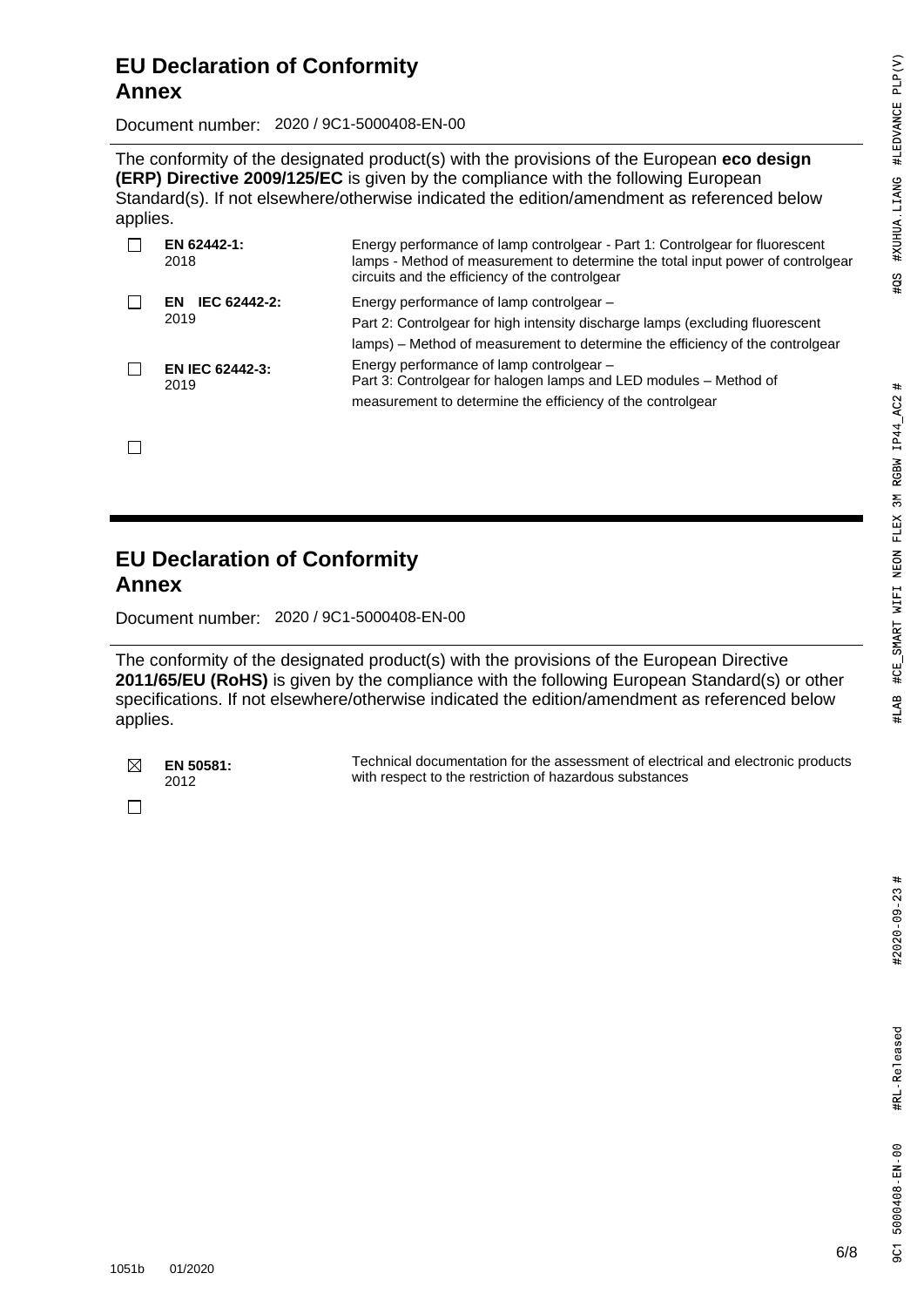## EU Declaration of Conformity
## Annex

Document number: 2020 / 9C1-5000408-EN-00

The conformity of the designated product(s) with the provisions of the European **eco design (ERP) Directive 2009/125/EC** is given by the compliance with the following European Standard(s). If not elsewhere/otherwise indicated the edition/amendment as referenced below applies.

| | Standard | Description |
|---|---|---|
| ☐ | **EN 62442-1:** 2018 | Energy performance of lamp controlgear - Part 1: Controlgear for fluorescent lamps - Method of measurement to determine the total input power of controlgear circuits and the efficiency of the controlgear |
| ☐ | **EN IEC 62442-2:** 2019 | Energy performance of lamp controlgear – Part 2: Controlgear for high intensity discharge lamps (excluding fluorescent lamps) – Method of measurement to determine the efficiency of the controlgear |
| ☐ | **EN IEC 62442-3:** 2019 | Energy performance of lamp controlgear – Part 3: Controlgear for halogen lamps and LED modules – Method of measurement to determine the efficiency of the controlgear |
| ☐ | | |

## EU Declaration of Conformity
## Annex

Document number: 2020 / 9C1-5000408-EN-00

The conformity of the designated product(s) with the provisions of the European Directive **2011/65/EU (RoHS)** is given by the compliance with the following European Standard(s) or other specifications. If not elsewhere/otherwise indicated the edition/amendment as referenced below applies.

| | Standard | Description |
|---|---|---|
| ☒ | **EN 50581:** 2012 | Technical documentation for the assessment of electrical and electronic products with respect to the restriction of hazardous substances |
| ☐ | | |

1051b 01/2020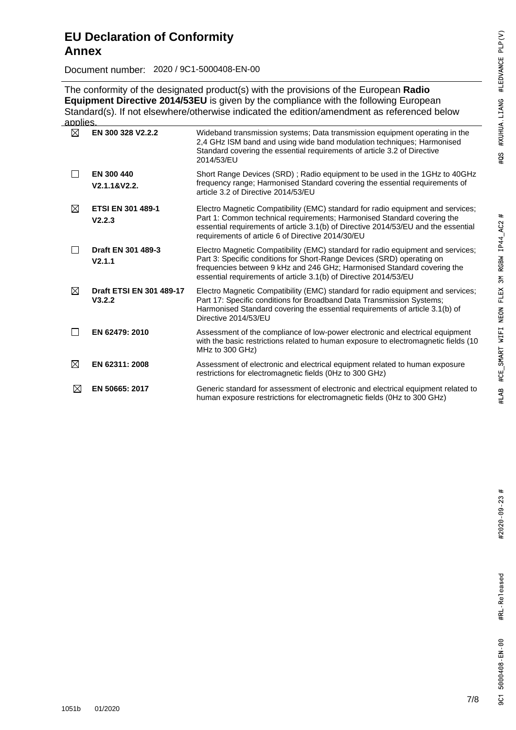# EU Declaration of Conformity
# Annex

Document number: 2020 / 9C1-5000408-EN-00

The conformity of the designated product(s) with the provisions of the European **Radio Equipment Directive 2014/53EU** is given by the compliance with the following European Standard(s). If not elsewhere/otherwise indicated the edition/amendment as referenced below applies.

| | | |
|---|---|---|
| ☒ | **EN 300 328 V2.2.2** | Wideband transmission systems; Data transmission equipment operating in the 2,4 GHz ISM band and using wide band modulation techniques; Harmonised Standard covering the essential requirements of article 3.2 of Directive 2014/53/EU |
| ☐ | **EN 300 440 V2.1.1&V2.2.** | Short Range Devices (SRD) ; Radio equipment to be used in the 1GHz to 40GHz frequency range; Harmonised Standard covering the essential requirements of article 3.2 of Directive 2014/53/EU |
| ☒ | **ETSI EN 301 489-1 V2.2.3** | Electro Magnetic Compatibility (EMC) standard for radio equipment and services; Part 1: Common technical requirements; Harmonised Standard covering the essential requirements of article 3.1(b) of Directive 2014/53/EU and the essential requirements of article 6 of Directive 2014/30/EU |
| ☐ | **Draft EN 301 489-3 V2.1.1** | Electro Magnetic Compatibility (EMC) standard for radio equipment and services; Part 3: Specific conditions for Short-Range Devices (SRD) operating on frequencies between 9 kHz and 246 GHz; Harmonised Standard covering the essential requirements of article 3.1(b) of Directive 2014/53/EU |
| ☒ | **Draft ETSI EN 301 489-17 V3.2.2** | Electro Magnetic Compatibility (EMC) standard for radio equipment and services; Part 17: Specific conditions for Broadband Data Transmission Systems; Harmonised Standard covering the essential requirements of article 3.1(b) of Directive 2014/53/EU |
| ☐ | **EN 62479: 2010** | Assessment of the compliance of low-power electronic and electrical equipment with the basic restrictions related to human exposure to electromagnetic fields (10 MHz to 300 GHz) |
| ☒ | **EN 62311: 2008** | Assessment of electronic and electrical equipment related to human exposure restrictions for electromagnetic fields (0Hz to 300 GHz) |
| ☒ | **EN 50665: 2017** | Generic standard for assessment of electronic and electrical equipment related to human exposure restrictions for electromagnetic fields (0Hz to 300 GHz) |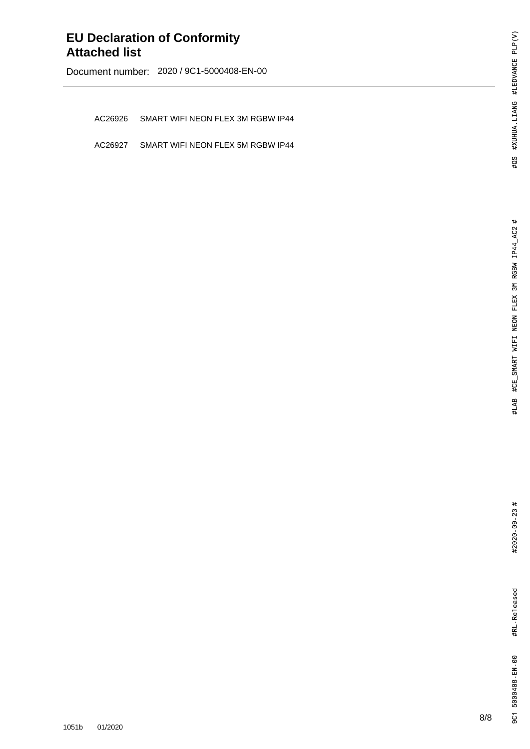# EU Declaration of Conformity
# Attached list

Document number: 2020 / 9C1-5000408-EN-00

| | |
|---|---|
| AC26926 | SMART WIFI NEON FLEX 3M RGBW IP44 |
| AC26927 | SMART WIFI NEON FLEX 5M RGBW IP44 |